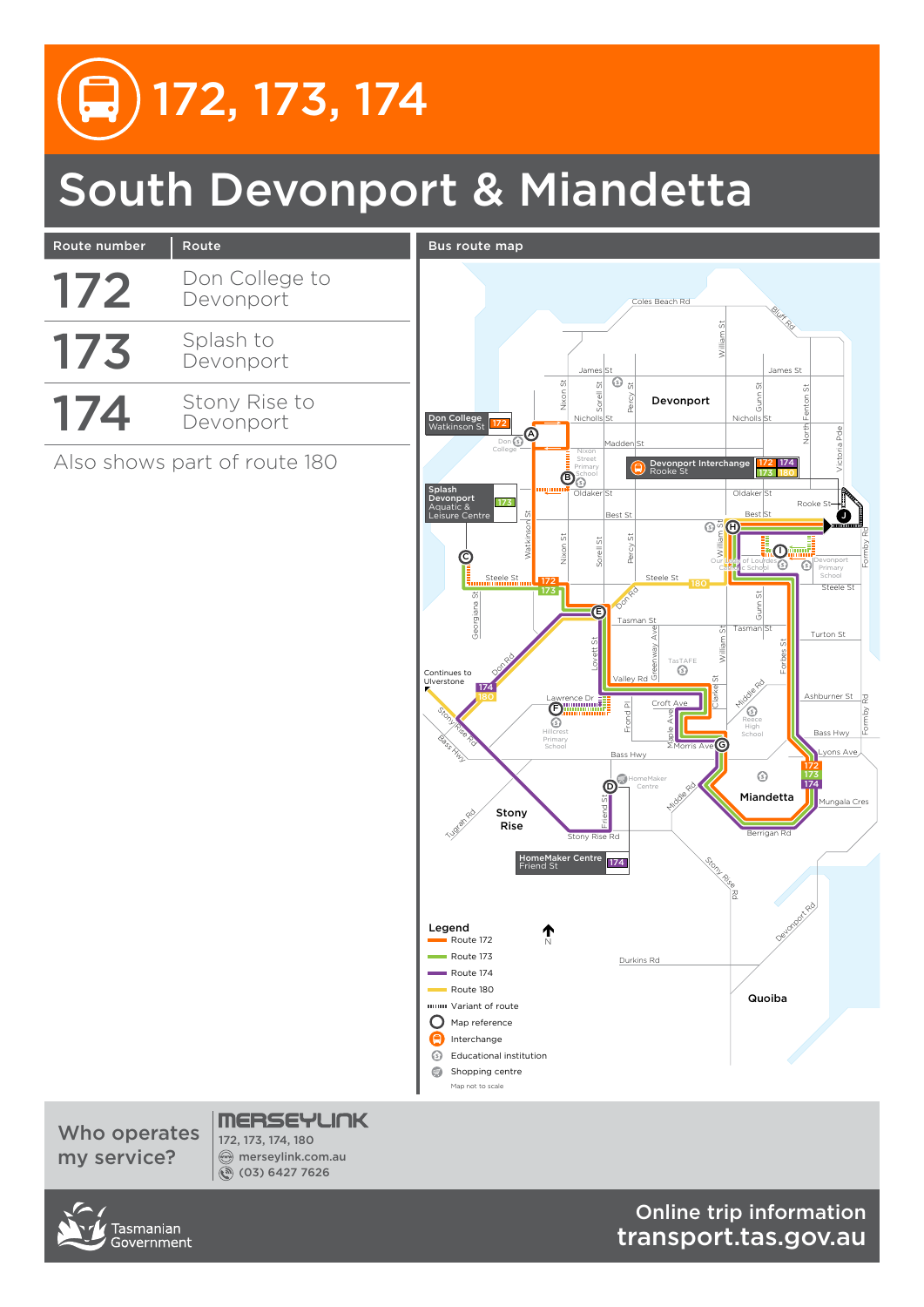# 172, 173, 174

## South Devonport & Miandetta

| Route number | Route |
| --- | --- |
| 172 | Don College to Devonport |
| 173 | Splash to Devonport |
| 174 | Stony Rise to Devonport |

Also shows part of route 180

**Bus route map**

Legend
- Route 172
- Route 173
- Route 174
- Route 180
- Variant of route
- Map reference
- Interchange
- Educational institution
- Shopping centre

Map not to scale

Who operates my service?

MERSEYLINK
172, 173, 174, 180
merseylink.com.au
(03) 6427 7626

Tasmanian Government

Online trip information
transport.tas.gov.au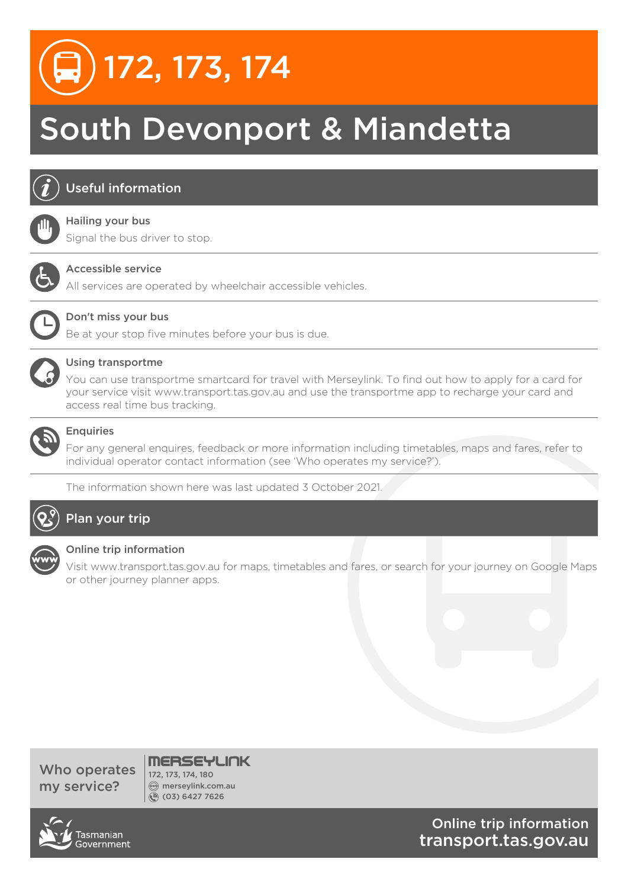# 172, 173, 174

# South Devonport & Miandetta

## Useful information

### Hailing your bus

Signal the bus driver to stop.

### Accessible service

All services are operated by wheelchair accessible vehicles.

### Don't miss your bus

Be at your stop five minutes before your bus is due.

### Using transportme

You can use transportme smartcard for travel with Merseylink. To find out how to apply for a card for your service visit www.transport.tas.gov.au and use the transportme app to recharge your card and access real time bus tracking.

### Enquiries

For any general enquires, feedback or more information including timetables, maps and fares, refer to individual operator contact information (see 'Who operates my service?').

The information shown here was last updated 3 October 2021.

## Plan your trip

### Online trip information

Visit www.transport.tas.gov.au for maps, timetables and fares, or search for your journey on Google Maps or other journey planner apps.

## Who operates my service?

**MERSEYLINK**
172, 173, 174, 180
merseylink.com.au
(03) 6427 7626

Tasmanian Government

Online trip information
transport.tas.gov.au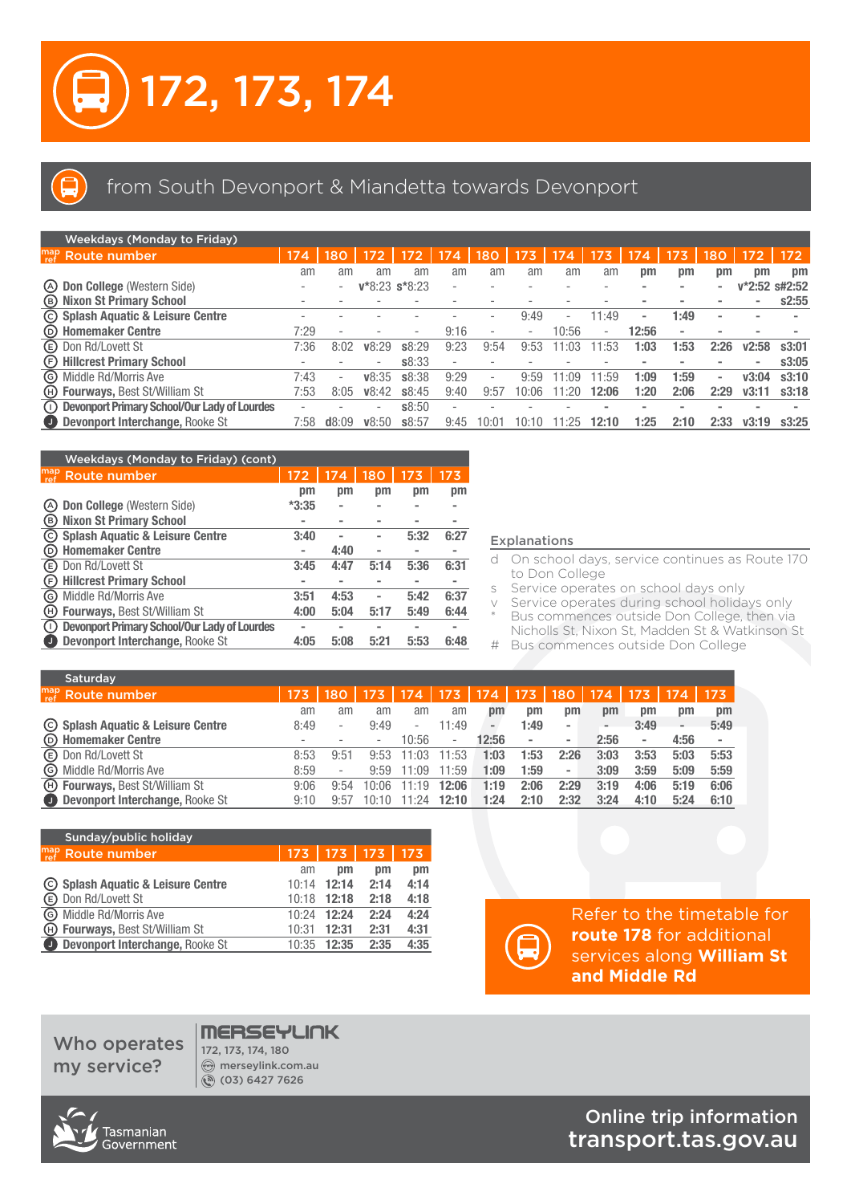# 172, 173, 174

## from South Devonport & Miandetta towards Devonport

### Weekdays (Monday to Friday)

| map ref | Route number | 174 | 180 | 172 | 172 | 174 | 180 | 173 | 174 | 173 | 174 | 173 | 180 | 172 | 172 |
|---|---|---|---|---|---|---|---|---|---|---|---|---|---|---|---|
| | | am | am | am | am | am | am | am | am | am | pm | pm | pm | pm | pm |
| A | Don College (Western Side) | - | - | v*8:23 | s*8:23 | - | - | - | - | - | - | - | - | v*2:52 | s#2:52 |
| B | Nixon St Primary School | - | - | - | - | - | - | - | - | - | - | - | - | - | s2:55 |
| C | Splash Aquatic & Leisure Centre | - | - | - | - | - | - | 9:49 | - | 11:49 | - | 1:49 | - | - | - |
| D | Homemaker Centre | 7:29 | - | - | - | 9:16 | - | - | 10:56 | - | 12:56 | - | - | - | - |
| E | Don Rd/Lovett St | 7:36 | 8:02 | v8:29 | s8:29 | 9:23 | 9:54 | 9:53 | 11:03 | 11:53 | 1:03 | 1:53 | 2:26 | v2:58 | s3:01 |
| F | Hillcrest Primary School | - | - | - | s8:33 | - | - | - | - | - | - | - | - | - | s3:05 |
| G | Middle Rd/Morris Ave | 7:43 | - | v8:35 | s8:38 | 9:29 | - | 9:59 | 11:09 | 11:59 | 1:09 | 1:59 | - | v3:04 | s3:10 |
| H | Fourways, Best St/William St | 7:53 | 8:05 | v8:42 | s8:45 | 9:40 | 9:57 | 10:06 | 11:20 | 12:06 | 1:20 | 2:06 | 2:29 | v3:11 | s3:18 |
| I | Devonport Primary School/Our Lady of Lourdes | - | - | - | s8:50 | - | - | - | - | - | - | - | - | - | - |
| J | Devonport Interchange, Rooke St | 7:58 | d8:09 | v8:50 | s8:57 | 9:45 | 10:01 | 10:10 | 11:25 | 12:10 | 1:25 | 2:10 | 2:33 | v3:19 | s3:25 |

### Weekdays (Monday to Friday) (cont)

| map ref | Route number | 172 | 174 | 180 | 173 | 173 |
|---|---|---|---|---|---|---|
| | | pm | pm | pm | pm | pm |
| A | Don College (Western Side) | *3:35 | - | - | - | - |
| B | Nixon St Primary School | - | - | - | - | - |
| C | Splash Aquatic & Leisure Centre | 3:40 | - | - | 5:32 | 6:27 |
| D | Homemaker Centre | - | 4:40 | - | - | - |
| E | Don Rd/Lovett St | 3:45 | 4:47 | 5:14 | 5:36 | 6:31 |
| F | Hillcrest Primary School | - | - | - | - | - |
| G | Middle Rd/Morris Ave | 3:51 | 4:53 | - | 5:42 | 6:37 |
| H | Fourways, Best St/William St | 4:00 | 5:04 | 5:17 | 5:49 | 6:44 |
| I | Devonport Primary School/Our Lady of Lourdes | - | - | - | - | - |
| J | Devonport Interchange, Rooke St | 4:05 | 5:08 | 5:21 | 5:53 | 6:48 |

### Explanations

- d On school days, service continues as Route 170 to Don College
- s Service operates on school days only
- v Service operates during school holidays only
- * Bus commences outside Don College, then via Nicholls St, Nixon St, Madden St & Watkinson St
- # Bus commences outside Don College

### Saturday

| map ref | Route number | 173 | 180 | 173 | 174 | 173 | 174 | 173 | 180 | 174 | 173 | 174 | 173 |
|---|---|---|---|---|---|---|---|---|---|---|---|---|---|
| | | am | am | am | am | am | pm | pm | pm | pm | pm | pm | pm |
| C | Splash Aquatic & Leisure Centre | 8:49 | - | 9:49 | - | 11:49 | - | 1:49 | - | - | 3:49 | - | 5:49 |
| D | Homemaker Centre | - | - | - | 10:56 | - | 12:56 | - | - | 2:56 | - | 4:56 | - |
| E | Don Rd/Lovett St | 8:53 | 9:51 | 9:53 | 11:03 | 11:53 | 1:03 | 1:53 | 2:26 | 3:03 | 3:53 | 5:03 | 5:53 |
| G | Middle Rd/Morris Ave | 8:59 | - | 9:59 | 11:09 | 11:59 | 1:09 | 1:59 | - | 3:09 | 3:59 | 5:09 | 5:59 |
| H | Fourways, Best St/William St | 9:06 | 9:54 | 10:06 | 11:19 | 12:06 | 1:19 | 2:06 | 2:29 | 3:19 | 4:06 | 5:19 | 6:06 |
| J | Devonport Interchange, Rooke St | 9:10 | 9:57 | 10:10 | 11:24 | 12:10 | 1:24 | 2:10 | 2:32 | 3:24 | 4:10 | 5:24 | 6:10 |

### Sunday/public holiday

| map ref | Route number | 173 | 173 | 173 | 173 |
|---|---|---|---|---|---|
| | | am | pm | pm | pm |
| C | Splash Aquatic & Leisure Centre | 10:14 | 12:14 | 2:14 | 4:14 |
| E | Don Rd/Lovett St | 10:18 | 12:18 | 2:18 | 4:18 |
| G | Middle Rd/Morris Ave | 10:24 | 12:24 | 2:24 | 4:24 |
| H | Fourways, Best St/William St | 10:31 | 12:31 | 2:31 | 4:31 |
| J | Devonport Interchange, Rooke St | 10:35 | 12:35 | 2:35 | 4:35 |

Refer to the timetable for **route 178** for additional services along **William St and Middle Rd**

Who operates my service?

**MERSEYLINK**
172, 173, 174, 180
merseylink.com.au
(03) 6427 7626

Tasmanian Government

Online trip information
**transport.tas.gov.au**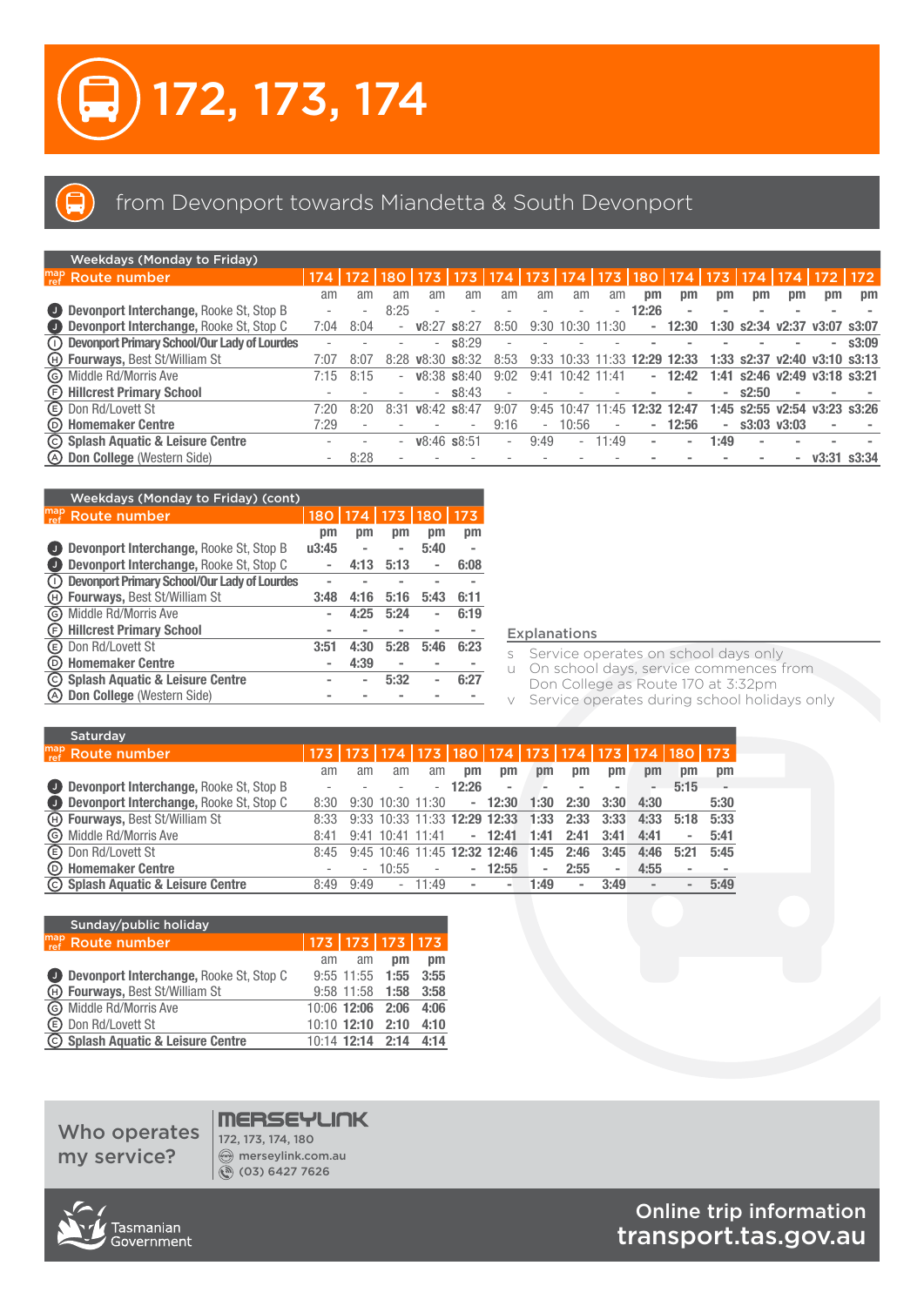# 172, 173, 174

## from Devonport towards Miandetta & South Devonport

### Weekdays (Monday to Friday)

| map ref | Route number | 174 | 172 | 180 | 173 | 173 | 174 | 173 | 174 | 173 | 180 | 174 | 173 | 174 | 174 | 172 | 172 |
|---|---|---|---|---|---|---|---|---|---|---|---|---|---|---|---|---|---|
| | | am | am | am | am | am | am | am | am | am | pm | pm | pm | pm | pm | pm | pm |
| J | Devonport Interchange, Rooke St, Stop B | - | - | 8:25 | - | - | - | - | - | - | 12:26 | - | - | - | - | - | - |
| J | Devonport Interchange, Rooke St, Stop C | 7:04 | 8:04 | - | v8:27 | s8:27 | 8:50 | 9:30 | 10:30 | 11:30 | - | 12:30 | 1:30 | s2:34 | v2:37 | v3:07 | s3:07 |
| I | Devonport Primary School/Our Lady of Lourdes | - | - | - | - | s8:29 | - | - | - | - | - | - | - | - | - | - | s3:09 |
| H | Fourways, Best St/William St | 7:07 | 8:07 | 8:28 | v8:30 | s8:32 | 8:53 | 9:33 | 10:33 | 11:33 | 12:29 | 12:33 | 1:33 | s2:37 | v2:40 | v3:10 | s3:13 |
| G | Middle Rd/Morris Ave | 7:15 | 8:15 | - | v8:38 | s8:40 | 9:02 | 9:41 | 10:42 | 11:41 | - | 12:42 | 1:41 | s2:46 | v2:49 | v3:18 | s3:21 |
| F | Hillcrest Primary School | - | - | - | - | s8:43 | - | - | - | - | - | - | - | s2:50 | - | - | - |
| E | Don Rd/Lovett St | 7:20 | 8:20 | 8:31 | v8:42 | s8:47 | 9:07 | 9:45 | 10:47 | 11:45 | 12:32 | 12:47 | 1:45 | s2:55 | v2:54 | v3:23 | s3:26 |
| D | Homemaker Centre | 7:29 | - | - | - | - | 9:16 | - | 10:56 | - | - | 12:56 | - | s3:03 | v3:03 | - | - |
| C | Splash Aquatic & Leisure Centre | - | - | - | v8:46 | s8:51 | - | 9:49 | - | 11:49 | - | - | 1:49 | - | - | - | - |
| A | Don College (Western Side) | - | 8:28 | - | - | - | - | - | - | - | - | - | - | - | - | v3:31 | s3:34 |

### Weekdays (Monday to Friday) (cont)

| map ref | Route number | 180 | 174 | 173 | 180 | 173 |
|---|---|---|---|---|---|---|
| | | pm | pm | pm | pm | pm |
| J | Devonport Interchange, Rooke St, Stop B | u3:45 | - | - | 5:40 | - |
| J | Devonport Interchange, Rooke St, Stop C | - | 4:13 | 5:13 | - | 6:08 |
| I | Devonport Primary School/Our Lady of Lourdes | - | - | - | - | - |
| H | Fourways, Best St/William St | 3:48 | 4:16 | 5:16 | 5:43 | 6:11 |
| G | Middle Rd/Morris Ave | - | 4:25 | 5:24 | - | 6:19 |
| F | Hillcrest Primary School | - | - | - | - | - |
| E | Don Rd/Lovett St | 3:51 | 4:30 | 5:28 | 5:46 | 6:23 |
| D | Homemaker Centre | - | 4:39 | - | - | - |
| C | Splash Aquatic & Leisure Centre | - | - | 5:32 | - | 6:27 |
| A | Don College (Western Side) | - | - | - | - | - |

### Explanations

- s Service operates on school days only
- u On school days, service commences from Don College as Route 170 at 3:32pm
- v Service operates during school holidays only

### Saturday

| map ref | Route number | 173 | 173 | 174 | 173 | 180 | 174 | 173 | 174 | 173 | 174 | 180 | 173 |
|---|---|---|---|---|---|---|---|---|---|---|---|---|---|
| | | am | am | am | am | pm | pm | pm | pm | pm | pm | pm | pm |
| J | Devonport Interchange, Rooke St, Stop B | - | - | - | - | 12:26 | - | - | - | - | - | 5:15 | - |
| J | Devonport Interchange, Rooke St, Stop C | 8:30 | 9:30 | 10:30 | 11:30 | - | 12:30 | 1:30 | 2:30 | 3:30 | 4:30 | | 5:30 |
| H | Fourways, Best St/William St | 8:33 | 9:33 | 10:33 | 11:33 | 12:29 | 12:33 | 1:33 | 2:33 | 3:33 | 4:33 | 5:18 | 5:33 |
| G | Middle Rd/Morris Ave | 8:41 | 9:41 | 10:41 | 11:41 | - | 12:41 | 1:41 | 2:41 | 3:41 | 4:41 | - | 5:41 |
| E | Don Rd/Lovett St | 8:45 | 9:45 | 10:46 | 11:45 | 12:32 | 12:46 | 1:45 | 2:46 | 3:45 | 4:46 | 5:21 | 5:45 |
| D | Homemaker Centre | - | - | 10:55 | - | - | 12:55 | - | 2:55 | - | 4:55 | - | - |
| C | Splash Aquatic & Leisure Centre | 8:49 | 9:49 | - | 11:49 | - | - | 1:49 | - | 3:49 | - | - | 5:49 |

### Sunday/public holiday

| map ref | Route number | 173 | 173 | 173 | 173 |
|---|---|---|---|---|---|
| | | am | am | pm | pm |
| J | Devonport Interchange, Rooke St, Stop C | 9:55 | 11:55 | 1:55 | 3:55 |
| H | Fourways, Best St/William St | 9:58 | 11:58 | 1:58 | 3:58 |
| G | Middle Rd/Morris Ave | 10:06 | 12:06 | 2:06 | 4:06 |
| E | Don Rd/Lovett St | 10:10 | 12:10 | 2:10 | 4:10 |
| C | Splash Aquatic & Leisure Centre | 10:14 | 12:14 | 2:14 | 4:14 |

**Who operates my service?**

MERSEYLINK
172, 173, 174, 180
merseylink.com.au
(03) 6427 7626

Tasmanian Government

Online trip information
transport.tas.gov.au